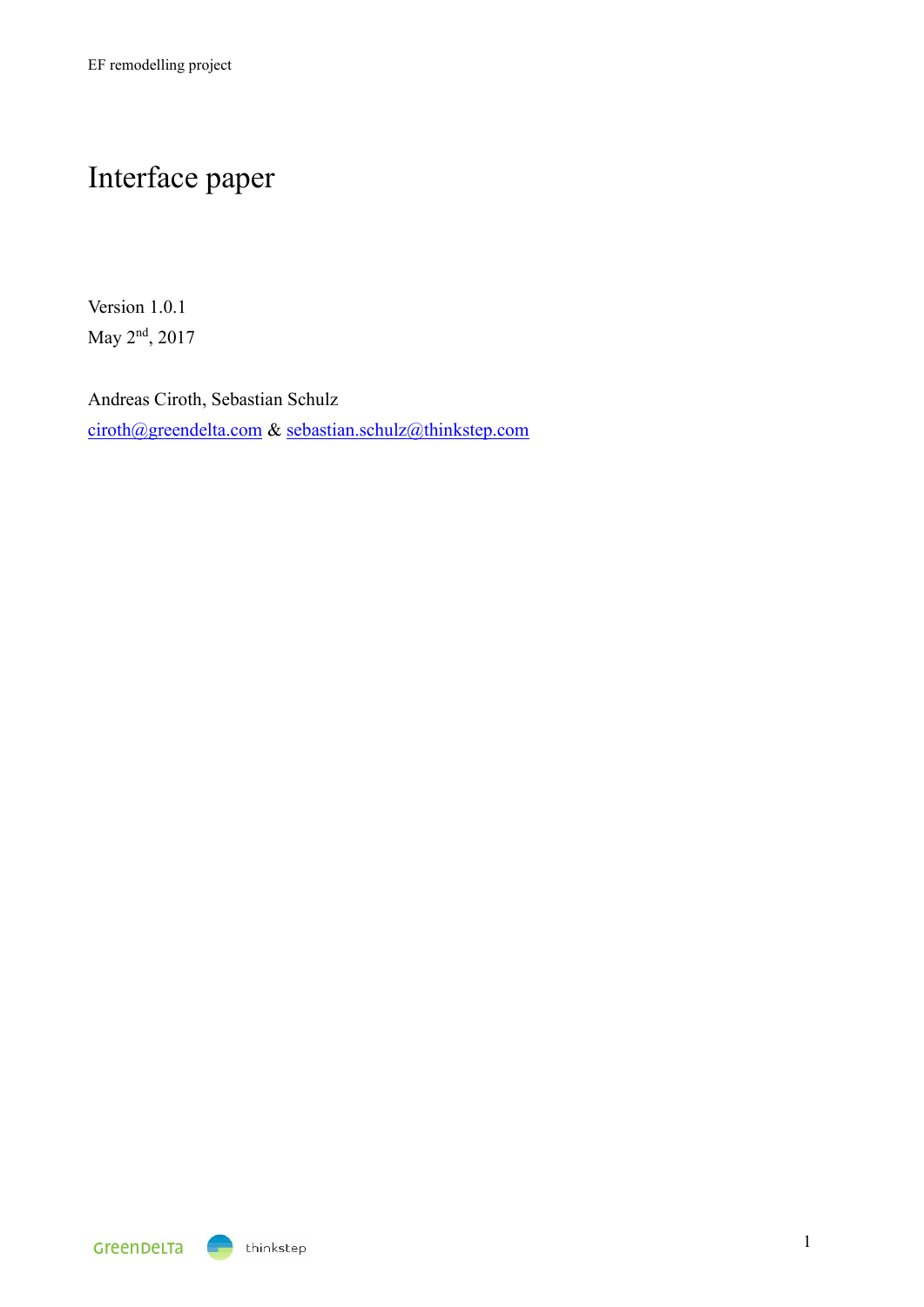# Interface paper

Version 1.0.1

May 2nd, 2017

Andreas Ciroth, Sebastian Schulz

ciroth@greendelta.com & sebastian.schulz@thinkstep.com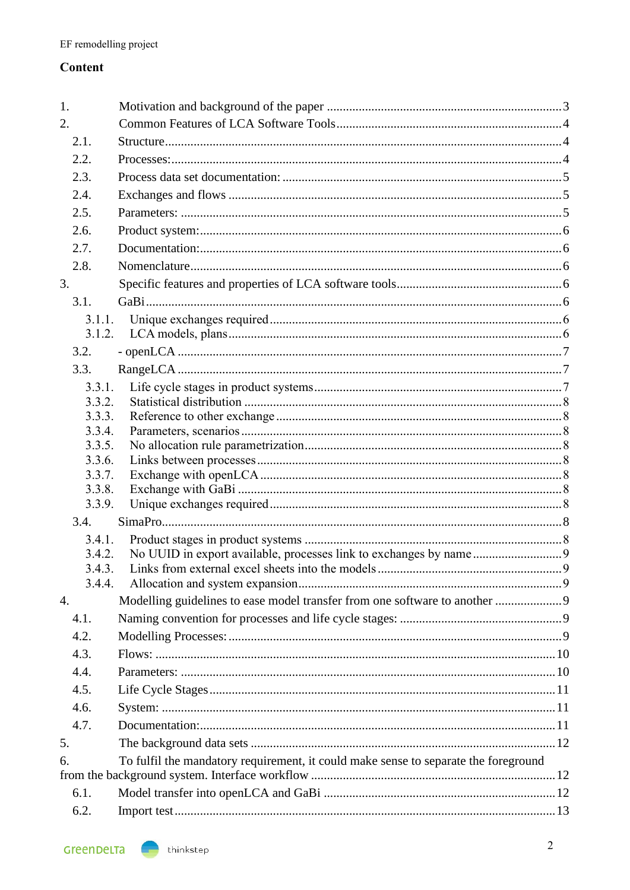## Content

1. Motivation and background of the paper ... 3
2. Common Features of LCA Software Tools ... 4
   - 2.1. Structure ... 4
   - 2.2. Processes: ... 4
   - 2.3. Process data set documentation: ... 5
   - 2.4. Exchanges and flows ... 5
   - 2.5. Parameters: ... 5
   - 2.6. Product system: ... 6
   - 2.7. Documentation: ... 6
   - 2.8. Nomenclature ... 6
3. Specific features and properties of LCA software tools ... 6
   - 3.1. GaBi ... 6
     - 3.1.1. Unique exchanges required ... 6
     - 3.1.2. LCA models, plans ... 6
   - 3.2. - openLCA ... 7
   - 3.3. RangeLCA ... 7
     - 3.3.1. Life cycle stages in product systems ... 7
     - 3.3.2. Statistical distribution ... 8
     - 3.3.3. Reference to other exchange ... 8
     - 3.3.4. Parameters, scenarios ... 8
     - 3.3.5. No allocation rule parametrization ... 8
     - 3.3.6. Links between processes ... 8
     - 3.3.7. Exchange with openLCA ... 8
     - 3.3.8. Exchange with GaBi ... 8
     - 3.3.9. Unique exchanges required ... 8
   - 3.4. SimaPro ... 8
     - 3.4.1. Product stages in product systems ... 8
     - 3.4.2. No UUID in export available, processes link to exchanges by name ... 9
     - 3.4.3. Links from external excel sheets into the models ... 9
     - 3.4.4. Allocation and system expansion ... 9
4. Modelling guidelines to ease model transfer from one software to another ... 9
   - 4.1. Naming convention for processes and life cycle stages: ... 9
   - 4.2. Modelling Processes: ... 9
   - 4.3. Flows: ... 10
   - 4.4. Parameters: ... 10
   - 4.5. Life Cycle Stages ... 11
   - 4.6. System: ... 11
   - 4.7. Documentation: ... 11
5. The background data sets ... 12
6. To fulfil the mandatory requirement, it could make sense to separate the foreground from the background system. Interface workflow ... 12
   - 6.1. Model transfer into openLCA and GaBi ... 12
   - 6.2. Import test ... 13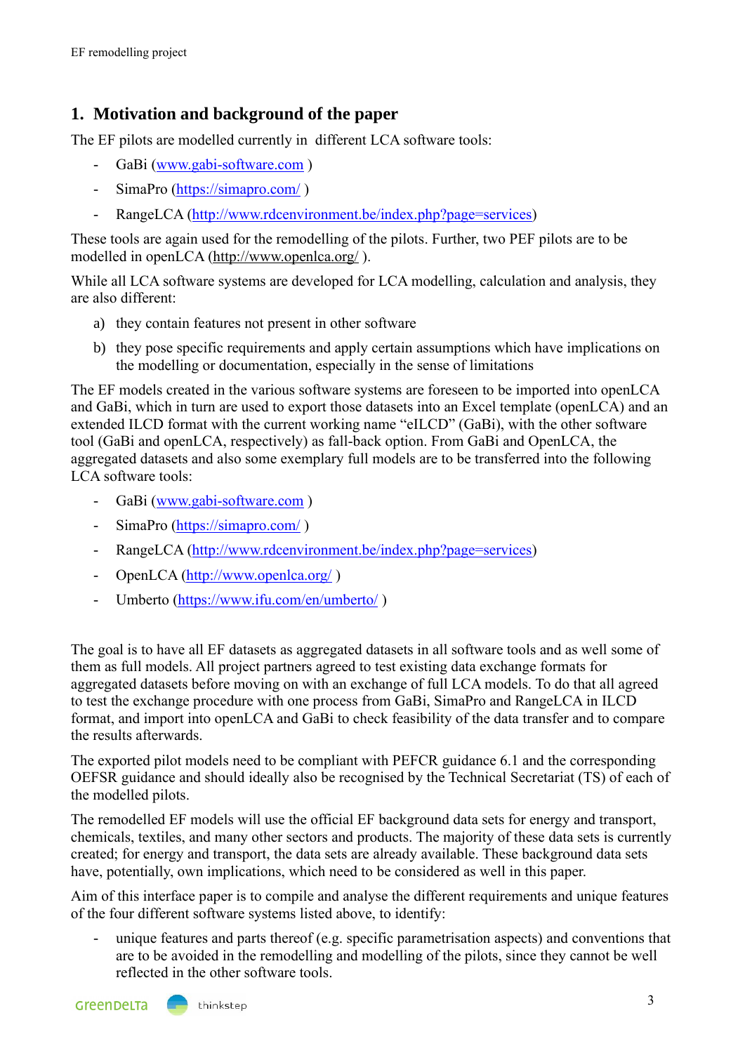## 1. Motivation and background of the paper

The EF pilots are modelled currently in different LCA software tools:

- GaBi (www.gabi-software.com )
- SimaPro (https://simapro.com/ )
- RangeLCA (http://www.rdcenvironment.be/index.php?page=services)

These tools are again used for the remodelling of the pilots. Further, two PEF pilots are to be modelled in openLCA (http://www.openlca.org/ ).

While all LCA software systems are developed for LCA modelling, calculation and analysis, they are also different:

a) they contain features not present in other software
b) they pose specific requirements and apply certain assumptions which have implications on the modelling or documentation, especially in the sense of limitations

The EF models created in the various software systems are foreseen to be imported into openLCA and GaBi, which in turn are used to export those datasets into an Excel template (openLCA) and an extended ILCD format with the current working name "eILCD" (GaBi), with the other software tool (GaBi and openLCA, respectively) as fall-back option. From GaBi and OpenLCA, the aggregated datasets and also some exemplary full models are to be transferred into the following LCA software tools:

- GaBi (www.gabi-software.com )
- SimaPro (https://simapro.com/ )
- RangeLCA (http://www.rdcenvironment.be/index.php?page=services)
- OpenLCA (http://www.openlca.org/ )
- Umberto (https://www.ifu.com/en/umberto/ )

The goal is to have all EF datasets as aggregated datasets in all software tools and as well some of them as full models. All project partners agreed to test existing data exchange formats for aggregated datasets before moving on with an exchange of full LCA models. To do that all agreed to test the exchange procedure with one process from GaBi, SimaPro and RangeLCA in ILCD format, and import into openLCA and GaBi to check feasibility of the data transfer and to compare the results afterwards.

The exported pilot models need to be compliant with PEFCR guidance 6.1 and the corresponding OEFSR guidance and should ideally also be recognised by the Technical Secretariat (TS) of each of the modelled pilots.

The remodelled EF models will use the official EF background data sets for energy and transport, chemicals, textiles, and many other sectors and products. The majority of these data sets is currently created; for energy and transport, the data sets are already available. These background data sets have, potentially, own implications, which need to be considered as well in this paper.

Aim of this interface paper is to compile and analyse the different requirements and unique features of the four different software systems listed above, to identify:

- unique features and parts thereof (e.g. specific parametrisation aspects) and conventions that are to be avoided in the remodelling and modelling of the pilots, since they cannot be well reflected in the other software tools.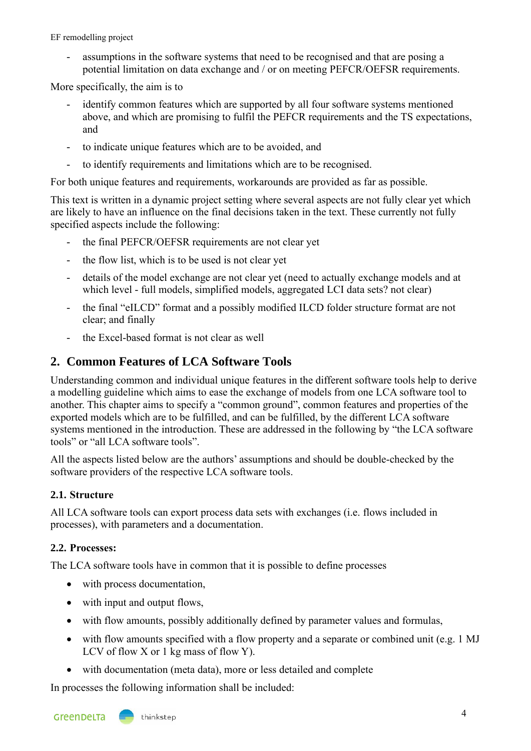- assumptions in the software systems that need to be recognised and that are posing a potential limitation on data exchange and / or on meeting PEFCR/OEFSR requirements.

More specifically, the aim is to

- identify common features which are supported by all four software systems mentioned above, and which are promising to fulfil the PEFCR requirements and the TS expectations, and
- to indicate unique features which are to be avoided, and
- to identify requirements and limitations which are to be recognised.

For both unique features and requirements, workarounds are provided as far as possible.

This text is written in a dynamic project setting where several aspects are not fully clear yet which are likely to have an influence on the final decisions taken in the text. These currently not fully specified aspects include the following:

- the final PEFCR/OEFSR requirements are not clear yet
- the flow list, which is to be used is not clear yet
- details of the model exchange are not clear yet (need to actually exchange models and at which level - full models, simplified models, aggregated LCI data sets? not clear)
- the final "eILCD" format and a possibly modified ILCD folder structure format are not clear; and finally
- the Excel-based format is not clear as well

## 2. Common Features of LCA Software Tools

Understanding common and individual unique features in the different software tools help to derive a modelling guideline which aims to ease the exchange of models from one LCA software tool to another. This chapter aims to specify a "common ground", common features and properties of the exported models which are to be fulfilled, and can be fulfilled, by the different LCA software systems mentioned in the introduction. These are addressed in the following by "the LCA software tools" or "all LCA software tools".

All the aspects listed below are the authors' assumptions and should be double-checked by the software providers of the respective LCA software tools.

### 2.1. Structure

All LCA software tools can export process data sets with exchanges (i.e. flows included in processes), with parameters and a documentation.

### 2.2. Processes:

The LCA software tools have in common that it is possible to define processes

- with process documentation,
- with input and output flows,
- with flow amounts, possibly additionally defined by parameter values and formulas,
- with flow amounts specified with a flow property and a separate or combined unit (e.g. 1 MJ LCV of flow X or 1 kg mass of flow Y).
- with documentation (meta data), more or less detailed and complete

In processes the following information shall be included: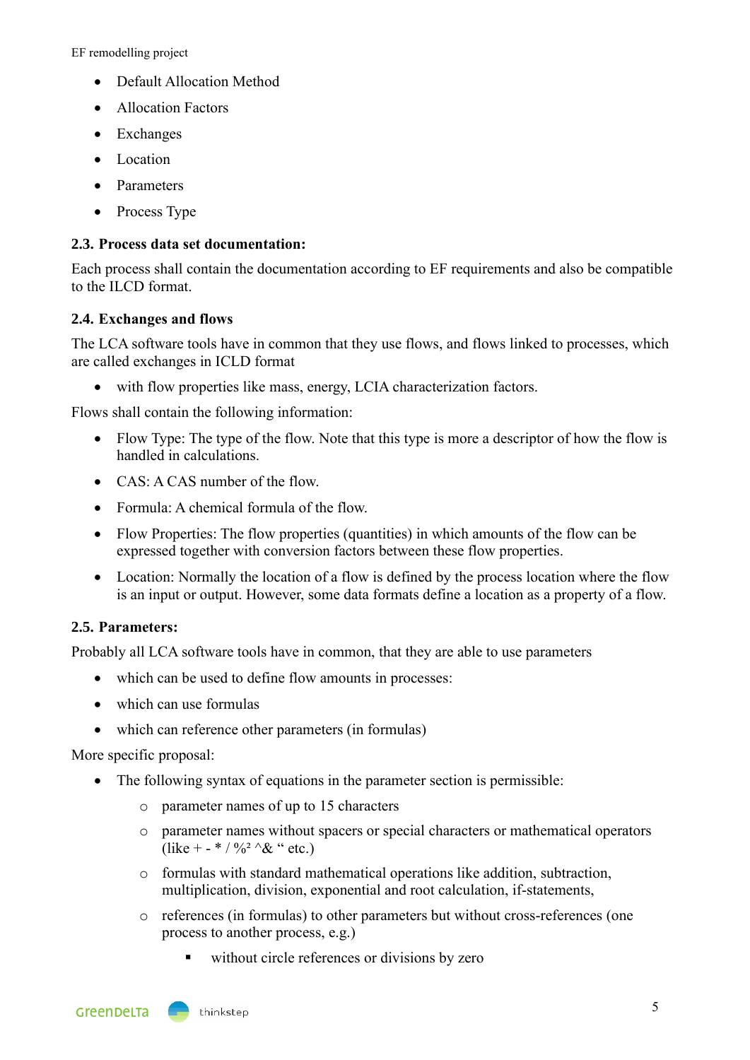- Default Allocation Method
- Allocation Factors
- Exchanges
- Location
- Parameters
- Process Type

### 2.3. Process data set documentation:

Each process shall contain the documentation according to EF requirements and also be compatible to the ILCD format.

### 2.4. Exchanges and flows

The LCA software tools have in common that they use flows, and flows linked to processes, which are called exchanges in ICLD format

- with flow properties like mass, energy, LCIA characterization factors.

Flows shall contain the following information:

- Flow Type: The type of the flow. Note that this type is more a descriptor of how the flow is handled in calculations.
- CAS: A CAS number of the flow.
- Formula: A chemical formula of the flow.
- Flow Properties: The flow properties (quantities) in which amounts of the flow can be expressed together with conversion factors between these flow properties.
- Location: Normally the location of a flow is defined by the process location where the flow is an input or output. However, some data formats define a location as a property of a flow.

### 2.5. Parameters:

Probably all LCA software tools have in common, that they are able to use parameters

- which can be used to define flow amounts in processes:
- which can use formulas
- which can reference other parameters (in formulas)

More specific proposal:

- The following syntax of equations in the parameter section is permissible:
  - parameter names of up to 15 characters
  - parameter names without spacers or special characters or mathematical operators (like + - * / %² ^& " etc.)
  - formulas with standard mathematical operations like addition, subtraction, multiplication, division, exponential and root calculation, if-statements,
  - references (in formulas) to other parameters but without cross-references (one process to another process, e.g.)
    - without circle references or divisions by zero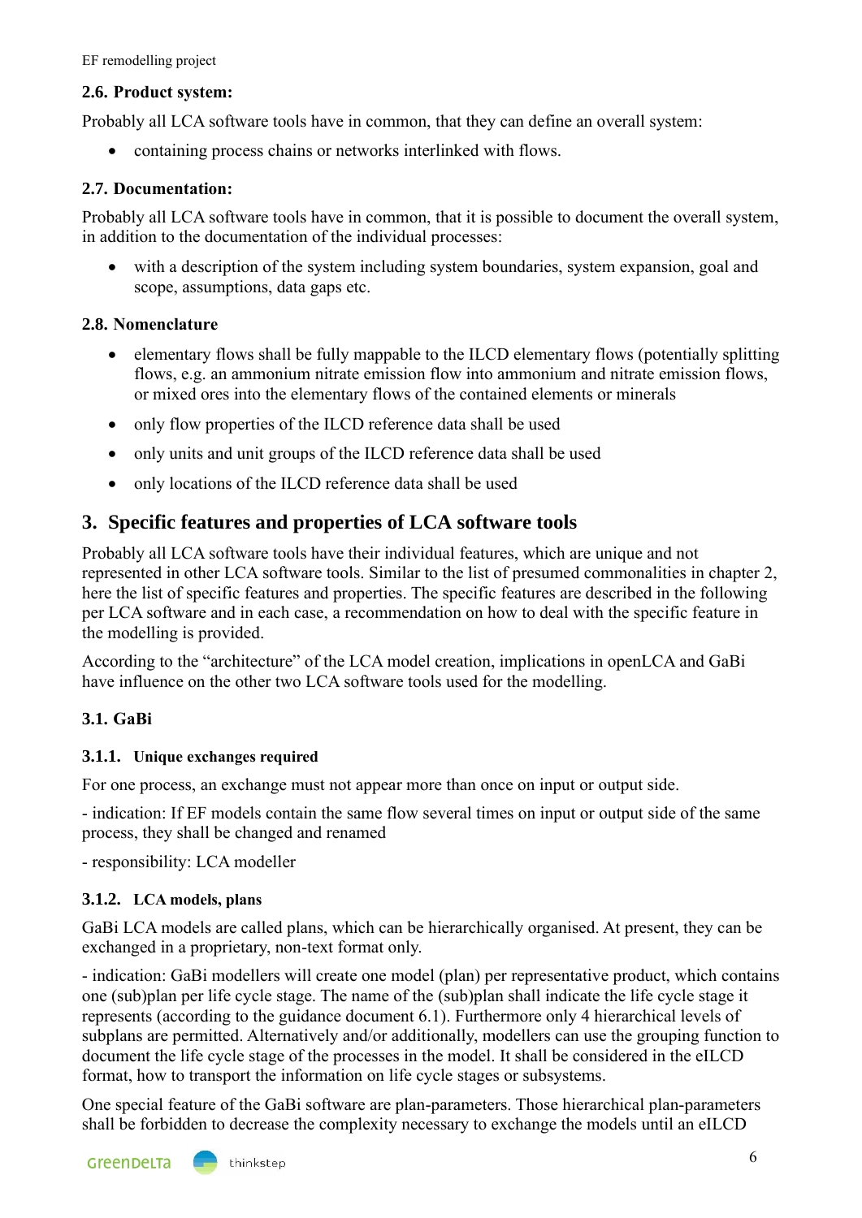### 2.6. Product system:

Probably all LCA software tools have in common, that they can define an overall system:

- containing process chains or networks interlinked with flows.

### 2.7. Documentation:

Probably all LCA software tools have in common, that it is possible to document the overall system, in addition to the documentation of the individual processes:

- with a description of the system including system boundaries, system expansion, goal and scope, assumptions, data gaps etc.

### 2.8. Nomenclature

- elementary flows shall be fully mappable to the ILCD elementary flows (potentially splitting flows, e.g. an ammonium nitrate emission flow into ammonium and nitrate emission flows, or mixed ores into the elementary flows of the contained elements or minerals
- only flow properties of the ILCD reference data shall be used
- only units and unit groups of the ILCD reference data shall be used
- only locations of the ILCD reference data shall be used

## 3. Specific features and properties of LCA software tools

Probably all LCA software tools have their individual features, which are unique and not represented in other LCA software tools. Similar to the list of presumed commonalities in chapter 2, here the list of specific features and properties. The specific features are described in the following per LCA software and in each case, a recommendation on how to deal with the specific feature in the modelling is provided.

According to the "architecture" of the LCA model creation, implications in openLCA and GaBi have influence on the other two LCA software tools used for the modelling.

### 3.1. GaBi

#### 3.1.1. Unique exchanges required

For one process, an exchange must not appear more than once on input or output side.

- indication: If EF models contain the same flow several times on input or output side of the same process, they shall be changed and renamed

- responsibility: LCA modeller

#### 3.1.2. LCA models, plans

GaBi LCA models are called plans, which can be hierarchically organised. At present, they can be exchanged in a proprietary, non-text format only.

- indication: GaBi modellers will create one model (plan) per representative product, which contains one (sub)plan per life cycle stage. The name of the (sub)plan shall indicate the life cycle stage it represents (according to the guidance document 6.1). Furthermore only 4 hierarchical levels of subplans are permitted. Alternatively and/or additionally, modellers can use the grouping function to document the life cycle stage of the processes in the model. It shall be considered in the eILCD format, how to transport the information on life cycle stages or subsystems.

One special feature of the GaBi software are plan-parameters. Those hierarchical plan-parameters shall be forbidden to decrease the complexity necessary to exchange the models until an eILCD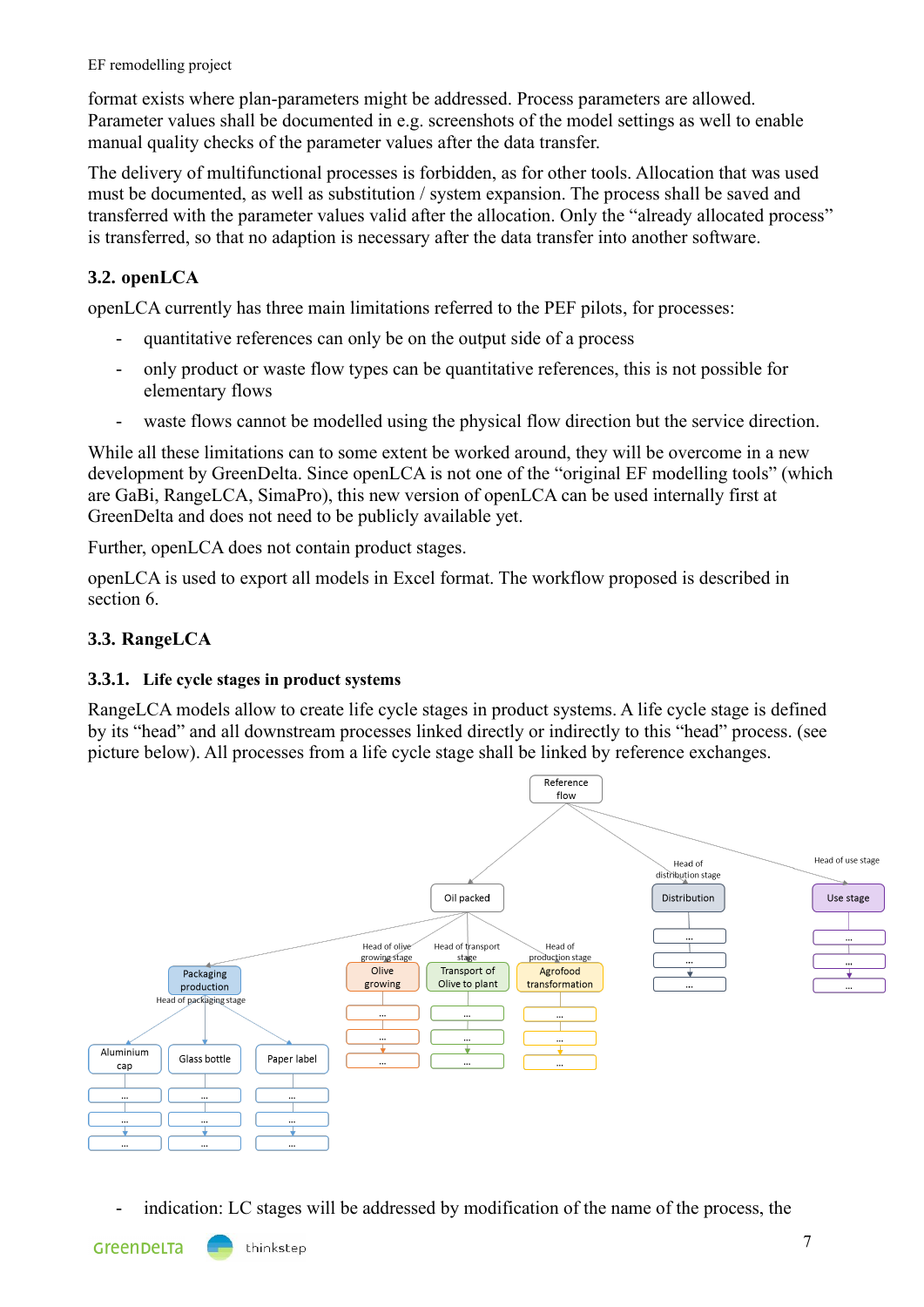format exists where plan-parameters might be addressed. Process parameters are allowed. Parameter values shall be documented in e.g. screenshots of the model settings as well to enable manual quality checks of the parameter values after the data transfer.

The delivery of multifunctional processes is forbidden, as for other tools. Allocation that was used must be documented, as well as substitution / system expansion. The process shall be saved and transferred with the parameter values valid after the allocation. Only the "already allocated process" is transferred, so that no adaption is necessary after the data transfer into another software.

## 3.2. openLCA

openLCA currently has three main limitations referred to the PEF pilots, for processes:

- quantitative references can only be on the output side of a process
- only product or waste flow types can be quantitative references, this is not possible for elementary flows
- waste flows cannot be modelled using the physical flow direction but the service direction.

While all these limitations can to some extent be worked around, they will be overcome in a new development by GreenDelta. Since openLCA is not one of the "original EF modelling tools" (which are GaBi, RangeLCA, SimaPro), this new version of openLCA can be used internally first at GreenDelta and does not need to be publicly available yet.

Further, openLCA does not contain product stages.

openLCA is used to export all models in Excel format. The workflow proposed is described in section 6.

## 3.3. RangeLCA

### 3.3.1. Life cycle stages in product systems

RangeLCA models allow to create life cycle stages in product systems. A life cycle stage is defined by its "head" and all downstream processes linked directly or indirectly to this "head" process. (see picture below). All processes from a life cycle stage shall be linked by reference exchanges.

- indication: LC stages will be addressed by modification of the name of the process, the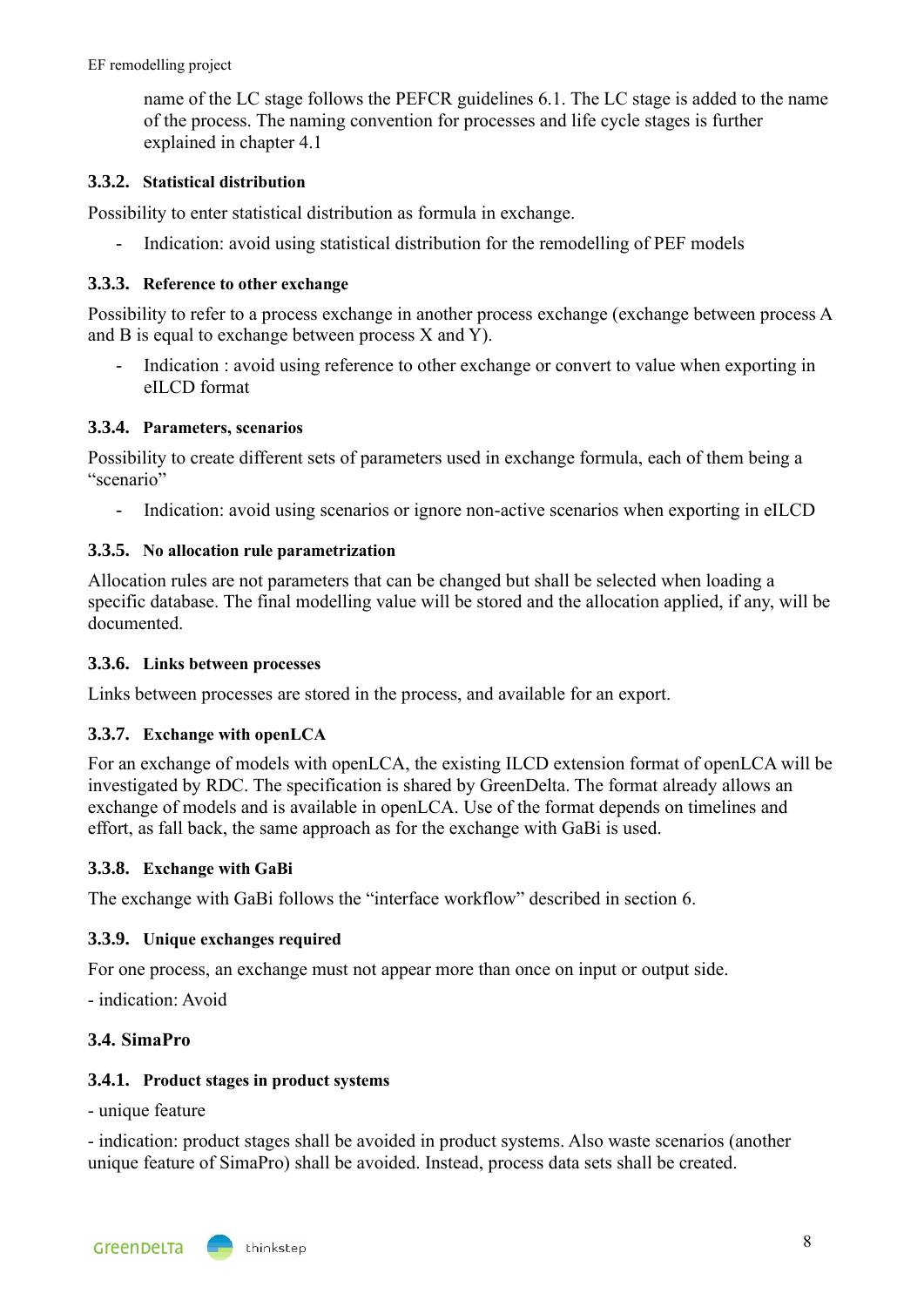name of the LC stage follows the PEFCR guidelines 6.1. The LC stage is added to the name of the process. The naming convention for processes and life cycle stages is further explained in chapter 4.1

### 3.3.2. Statistical distribution

Possibility to enter statistical distribution as formula in exchange.

- Indication: avoid using statistical distribution for the remodelling of PEF models

### 3.3.3. Reference to other exchange

Possibility to refer to a process exchange in another process exchange (exchange between process A and B is equal to exchange between process X and Y).

- Indication : avoid using reference to other exchange or convert to value when exporting in eILCD format

### 3.3.4. Parameters, scenarios

Possibility to create different sets of parameters used in exchange formula, each of them being a "scenario"

- Indication: avoid using scenarios or ignore non-active scenarios when exporting in eILCD

### 3.3.5. No allocation rule parametrization

Allocation rules are not parameters that can be changed but shall be selected when loading a specific database. The final modelling value will be stored and the allocation applied, if any, will be documented.

### 3.3.6. Links between processes

Links between processes are stored in the process, and available for an export.

### 3.3.7. Exchange with openLCA

For an exchange of models with openLCA, the existing ILCD extension format of openLCA will be investigated by RDC. The specification is shared by GreenDelta. The format already allows an exchange of models and is available in openLCA. Use of the format depends on timelines and effort, as fall back, the same approach as for the exchange with GaBi is used.

### 3.3.8. Exchange with GaBi

The exchange with GaBi follows the "interface workflow" described in section 6.

### 3.3.9. Unique exchanges required

For one process, an exchange must not appear more than once on input or output side.

- indication: Avoid

## 3.4. SimaPro

### 3.4.1. Product stages in product systems

- unique feature

- indication: product stages shall be avoided in product systems. Also waste scenarios (another unique feature of SimaPro) shall be avoided. Instead, process data sets shall be created.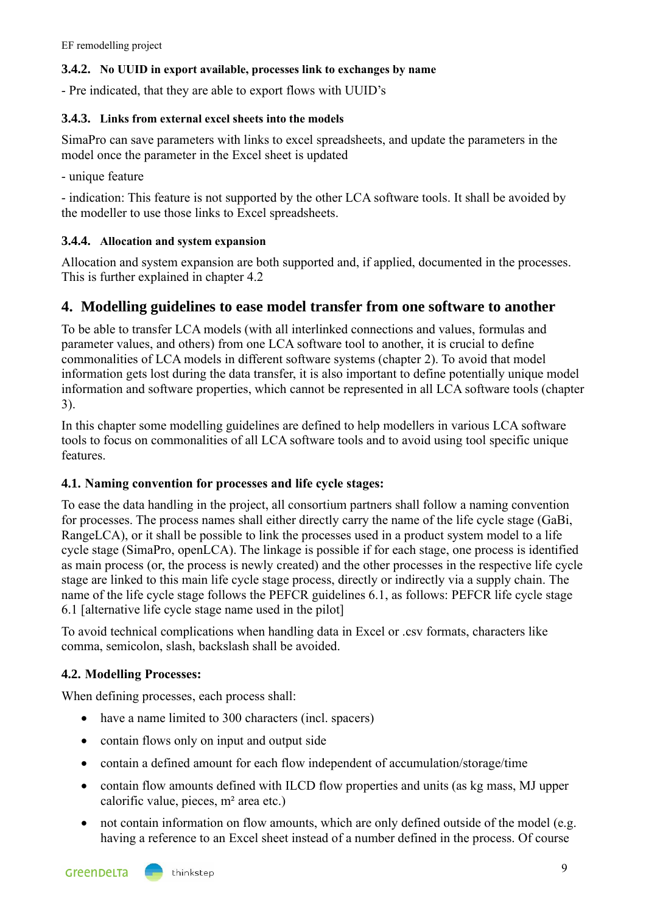### 3.4.2. No UUID in export available, processes link to exchanges by name

- Pre indicated, that they are able to export flows with UUID's

### 3.4.3. Links from external excel sheets into the models

SimaPro can save parameters with links to excel spreadsheets, and update the parameters in the model once the parameter in the Excel sheet is updated

- unique feature

- indication: This feature is not supported by the other LCA software tools. It shall be avoided by the modeller to use those links to Excel spreadsheets.

### 3.4.4. Allocation and system expansion

Allocation and system expansion are both supported and, if applied, documented in the processes. This is further explained in chapter 4.2

# 4. Modelling guidelines to ease model transfer from one software to another

To be able to transfer LCA models (with all interlinked connections and values, formulas and parameter values, and others) from one LCA software tool to another, it is crucial to define commonalities of LCA models in different software systems (chapter 2). To avoid that model information gets lost during the data transfer, it is also important to define potentially unique model information and software properties, which cannot be represented in all LCA software tools (chapter 3).

In this chapter some modelling guidelines are defined to help modellers in various LCA software tools to focus on commonalities of all LCA software tools and to avoid using tool specific unique features.

## 4.1. Naming convention for processes and life cycle stages:

To ease the data handling in the project, all consortium partners shall follow a naming convention for processes. The process names shall either directly carry the name of the life cycle stage (GaBi, RangeLCA), or it shall be possible to link the processes used in a product system model to a life cycle stage (SimaPro, openLCA). The linkage is possible if for each stage, one process is identified as main process (or, the process is newly created) and the other processes in the respective life cycle stage are linked to this main life cycle stage process, directly or indirectly via a supply chain. The name of the life cycle stage follows the PEFCR guidelines 6.1, as follows: PEFCR life cycle stage 6.1 [alternative life cycle stage name used in the pilot]

To avoid technical complications when handling data in Excel or .csv formats, characters like comma, semicolon, slash, backslash shall be avoided.

## 4.2. Modelling Processes:

When defining processes, each process shall:

- have a name limited to 300 characters (incl. spacers)
- contain flows only on input and output side
- contain a defined amount for each flow independent of accumulation/storage/time
- contain flow amounts defined with ILCD flow properties and units (as kg mass, MJ upper calorific value, pieces, m² area etc.)
- not contain information on flow amounts, which are only defined outside of the model (e.g. having a reference to an Excel sheet instead of a number defined in the process. Of course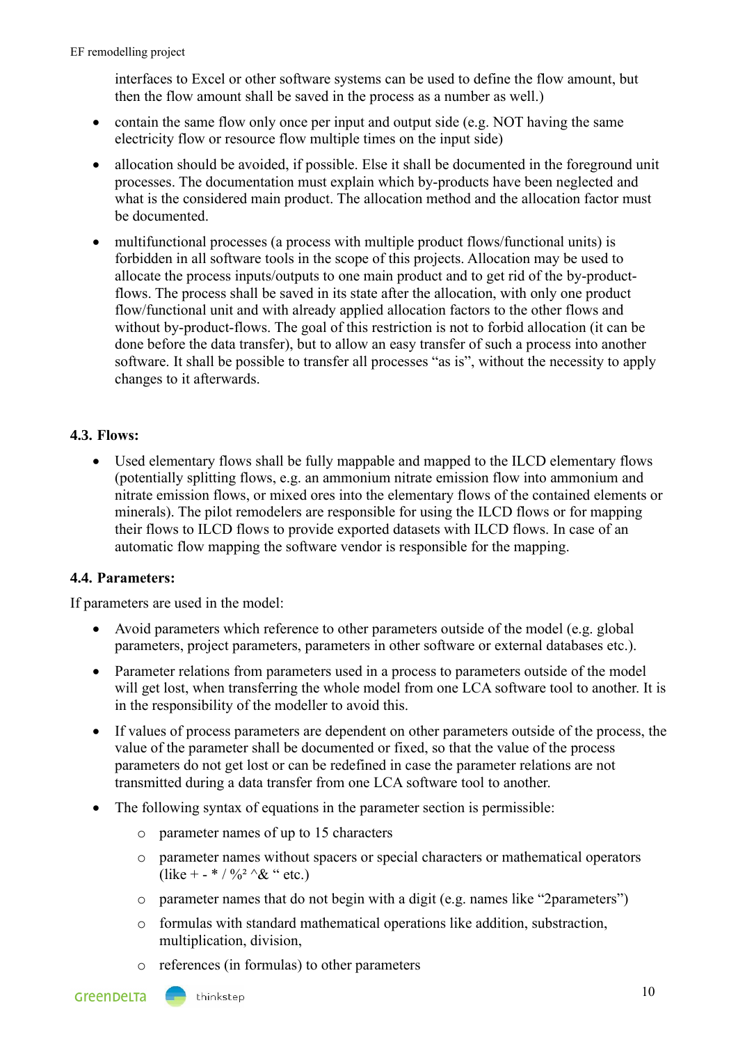interfaces to Excel or other software systems can be used to define the flow amount, but then the flow amount shall be saved in the process as a number as well.)

- contain the same flow only once per input and output side (e.g. NOT having the same electricity flow or resource flow multiple times on the input side)
- allocation should be avoided, if possible. Else it shall be documented in the foreground unit processes. The documentation must explain which by-products have been neglected and what is the considered main product. The allocation method and the allocation factor must be documented.
- multifunctional processes (a process with multiple product flows/functional units) is forbidden in all software tools in the scope of this projects. Allocation may be used to allocate the process inputs/outputs to one main product and to get rid of the by-product-flows. The process shall be saved in its state after the allocation, with only one product flow/functional unit and with already applied allocation factors to the other flows and without by-product-flows. The goal of this restriction is not to forbid allocation (it can be done before the data transfer), but to allow an easy transfer of such a process into another software. It shall be possible to transfer all processes "as is", without the necessity to apply changes to it afterwards.

### 4.3. Flows:

- Used elementary flows shall be fully mappable and mapped to the ILCD elementary flows (potentially splitting flows, e.g. an ammonium nitrate emission flow into ammonium and nitrate emission flows, or mixed ores into the elementary flows of the contained elements or minerals). The pilot remodelers are responsible for using the ILCD flows or for mapping their flows to ILCD flows to provide exported datasets with ILCD flows. In case of an automatic flow mapping the software vendor is responsible for the mapping.

### 4.4. Parameters:

If parameters are used in the model:

- Avoid parameters which reference to other parameters outside of the model (e.g. global parameters, project parameters, parameters in other software or external databases etc.).
- Parameter relations from parameters used in a process to parameters outside of the model will get lost, when transferring the whole model from one LCA software tool to another. It is in the responsibility of the modeller to avoid this.
- If values of process parameters are dependent on other parameters outside of the process, the value of the parameter shall be documented or fixed, so that the value of the process parameters do not get lost or can be redefined in case the parameter relations are not transmitted during a data transfer from one LCA software tool to another.
- The following syntax of equations in the parameter section is permissible:
    - parameter names of up to 15 characters
    - parameter names without spacers or special characters or mathematical operators (like + - * / %² ^& " etc.)
    - parameter names that do not begin with a digit (e.g. names like "2parameters")
    - formulas with standard mathematical operations like addition, substraction, multiplication, division,
    - references (in formulas) to other parameters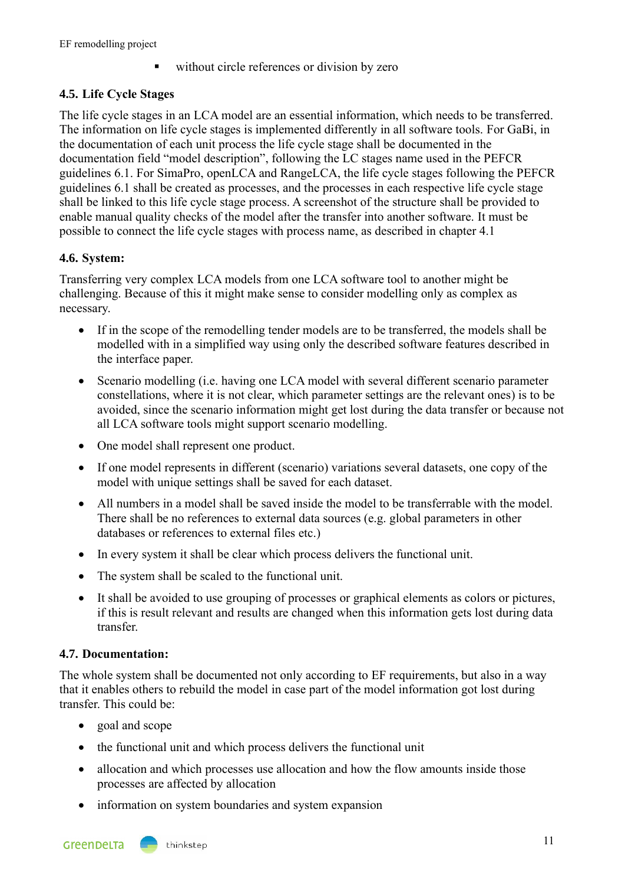- without circle references or division by zero

### 4.5. Life Cycle Stages

The life cycle stages in an LCA model are an essential information, which needs to be transferred. The information on life cycle stages is implemented differently in all software tools. For GaBi, in the documentation of each unit process the life cycle stage shall be documented in the documentation field "model description", following the LC stages name used in the PEFCR guidelines 6.1. For SimaPro, openLCA and RangeLCA, the life cycle stages following the PEFCR guidelines 6.1 shall be created as processes, and the processes in each respective life cycle stage shall be linked to this life cycle stage process. A screenshot of the structure shall be provided to enable manual quality checks of the model after the transfer into another software. It must be possible to connect the life cycle stages with process name, as described in chapter 4.1

### 4.6. System:

Transferring very complex LCA models from one LCA software tool to another might be challenging. Because of this it might make sense to consider modelling only as complex as necessary.

- If in the scope of the remodelling tender models are to be transferred, the models shall be modelled with in a simplified way using only the described software features described in the interface paper.
- Scenario modelling (i.e. having one LCA model with several different scenario parameter constellations, where it is not clear, which parameter settings are the relevant ones) is to be avoided, since the scenario information might get lost during the data transfer or because not all LCA software tools might support scenario modelling.
- One model shall represent one product.
- If one model represents in different (scenario) variations several datasets, one copy of the model with unique settings shall be saved for each dataset.
- All numbers in a model shall be saved inside the model to be transferrable with the model. There shall be no references to external data sources (e.g. global parameters in other databases or references to external files etc.)
- In every system it shall be clear which process delivers the functional unit.
- The system shall be scaled to the functional unit.
- It shall be avoided to use grouping of processes or graphical elements as colors or pictures, if this is result relevant and results are changed when this information gets lost during data transfer.

### 4.7. Documentation:

The whole system shall be documented not only according to EF requirements, but also in a way that it enables others to rebuild the model in case part of the model information got lost during transfer. This could be:

- goal and scope
- the functional unit and which process delivers the functional unit
- allocation and which processes use allocation and how the flow amounts inside those processes are affected by allocation
- information on system boundaries and system expansion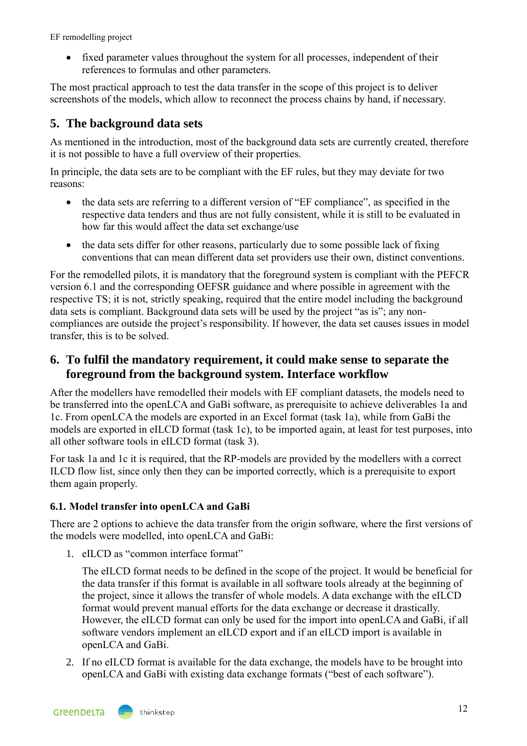- fixed parameter values throughout the system for all processes, independent of their references to formulas and other parameters.

The most practical approach to test the data transfer in the scope of this project is to deliver screenshots of the models, which allow to reconnect the process chains by hand, if necessary.

## 5. The background data sets

As mentioned in the introduction, most of the background data sets are currently created, therefore it is not possible to have a full overview of their properties.

In principle, the data sets are to be compliant with the EF rules, but they may deviate for two reasons:

- the data sets are referring to a different version of "EF compliance", as specified in the respective data tenders and thus are not fully consistent, while it is still to be evaluated in how far this would affect the data set exchange/use
- the data sets differ for other reasons, particularly due to some possible lack of fixing conventions that can mean different data set providers use their own, distinct conventions.

For the remodelled pilots, it is mandatory that the foreground system is compliant with the PEFCR version 6.1 and the corresponding OEFSR guidance and where possible in agreement with the respective TS; it is not, strictly speaking, required that the entire model including the background data sets is compliant. Background data sets will be used by the project "as is"; any non-compliances are outside the project's responsibility. If however, the data set causes issues in model transfer, this is to be solved.

## 6. To fulfil the mandatory requirement, it could make sense to separate the foreground from the background system. Interface workflow

After the modellers have remodelled their models with EF compliant datasets, the models need to be transferred into the openLCA and GaBi software, as prerequisite to achieve deliverables 1a and 1c. From openLCA the models are exported in an Excel format (task 1a), while from GaBi the models are exported in eILCD format (task 1c), to be imported again, at least for test purposes, into all other software tools in eILCD format (task 3).

For task 1a and 1c it is required, that the RP-models are provided by the modellers with a correct ILCD flow list, since only then they can be imported correctly, which is a prerequisite to export them again properly.

### 6.1. Model transfer into openLCA and GaBi

There are 2 options to achieve the data transfer from the origin software, where the first versions of the models were modelled, into openLCA and GaBi:

1. eILCD as "common interface format"

   The eILCD format needs to be defined in the scope of the project. It would be beneficial for the data transfer if this format is available in all software tools already at the beginning of the project, since it allows the transfer of whole models. A data exchange with the eILCD format would prevent manual efforts for the data exchange or decrease it drastically. However, the eILCD format can only be used for the import into openLCA and GaBi, if all software vendors implement an eILCD export and if an eILCD import is available in openLCA and GaBi.

2. If no eILCD format is available for the data exchange, the models have to be brought into openLCA and GaBi with existing data exchange formats ("best of each software").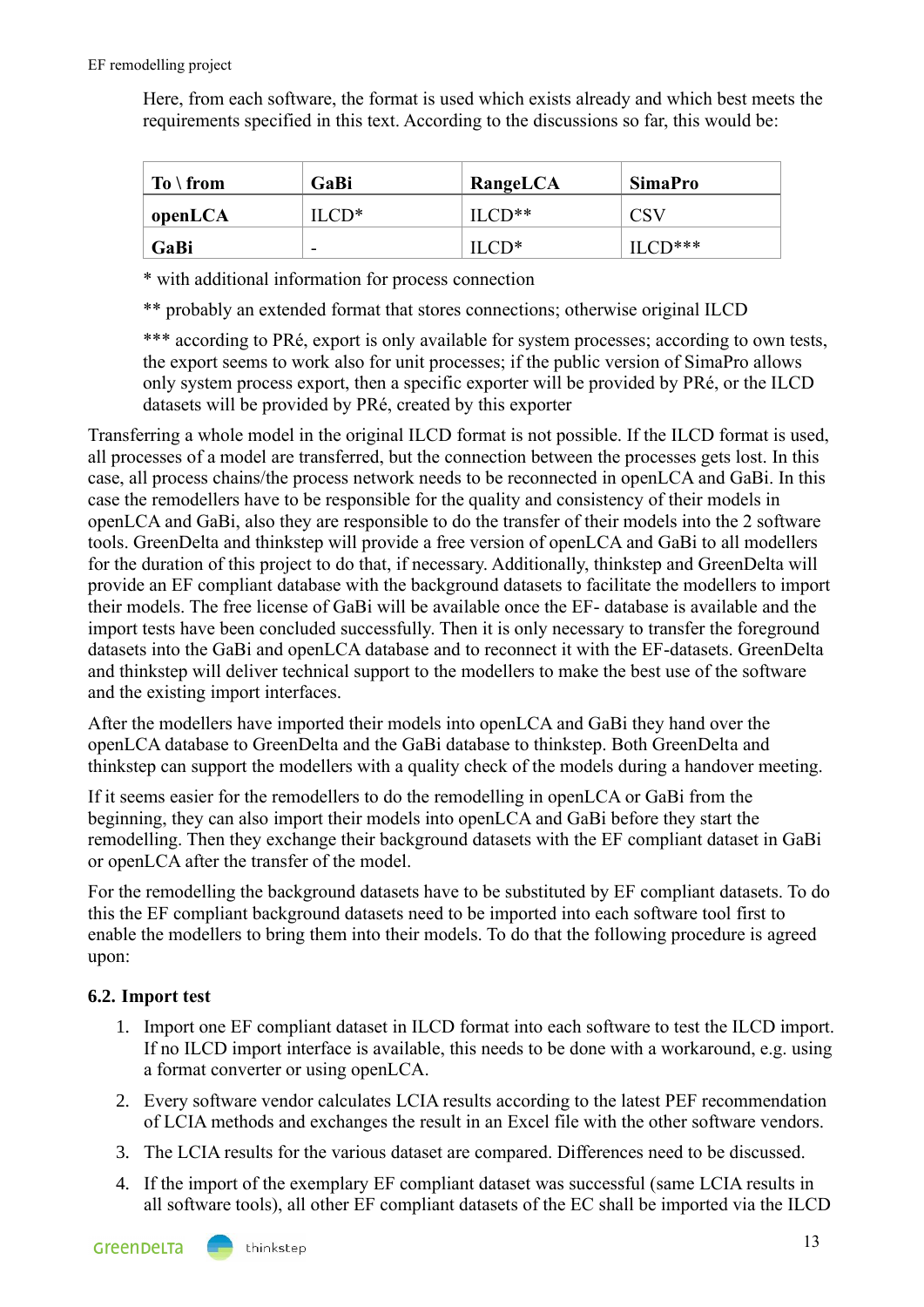Here, from each software, the format is used which exists already and which best meets the requirements specified in this text. According to the discussions so far, this would be:

| To \ from | GaBi | RangeLCA | SimaPro |
|---|---|---|---|
| **openLCA** | ILCD* | ILCD** | CSV |
| **GaBi** | - | ILCD* | ILCD*** |

* with additional information for process connection

** probably an extended format that stores connections; otherwise original ILCD

*** according to PRé, export is only available for system processes; according to own tests, the export seems to work also for unit processes; if the public version of SimaPro allows only system process export, then a specific exporter will be provided by PRé, or the ILCD datasets will be provided by PRé, created by this exporter

Transferring a whole model in the original ILCD format is not possible. If the ILCD format is used, all processes of a model are transferred, but the connection between the processes gets lost. In this case, all process chains/the process network needs to be reconnected in openLCA and GaBi. In this case the remodellers have to be responsible for the quality and consistency of their models in openLCA and GaBi, also they are responsible to do the transfer of their models into the 2 software tools. GreenDelta and thinkstep will provide a free version of openLCA and GaBi to all modellers for the duration of this project to do that, if necessary. Additionally, thinkstep and GreenDelta will provide an EF compliant database with the background datasets to facilitate the modellers to import their models. The free license of GaBi will be available once the EF- database is available and the import tests have been concluded successfully. Then it is only necessary to transfer the foreground datasets into the GaBi and openLCA database and to reconnect it with the EF-datasets. GreenDelta and thinkstep will deliver technical support to the modellers to make the best use of the software and the existing import interfaces.

After the modellers have imported their models into openLCA and GaBi they hand over the openLCA database to GreenDelta and the GaBi database to thinkstep. Both GreenDelta and thinkstep can support the modellers with a quality check of the models during a handover meeting.

If it seems easier for the remodellers to do the remodelling in openLCA or GaBi from the beginning, they can also import their models into openLCA and GaBi before they start the remodelling. Then they exchange their background datasets with the EF compliant dataset in GaBi or openLCA after the transfer of the model.

For the remodelling the background datasets have to be substituted by EF compliant datasets. To do this the EF compliant background datasets need to be imported into each software tool first to enable the modellers to bring them into their models. To do that the following procedure is agreed upon:

### 6.2. Import test

1. Import one EF compliant dataset in ILCD format into each software to test the ILCD import. If no ILCD import interface is available, this needs to be done with a workaround, e.g. using a format converter or using openLCA.
2. Every software vendor calculates LCIA results according to the latest PEF recommendation of LCIA methods and exchanges the result in an Excel file with the other software vendors.
3. The LCIA results for the various dataset are compared. Differences need to be discussed.
4. If the import of the exemplary EF compliant dataset was successful (same LCIA results in all software tools), all other EF compliant datasets of the EC shall be imported via the ILCD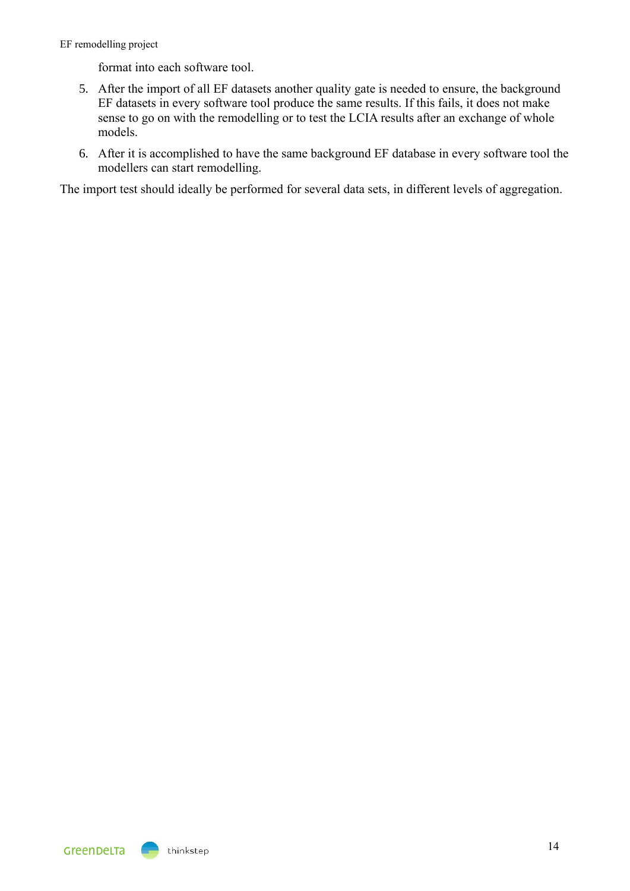format into each software tool.

5. After the import of all EF datasets another quality gate is needed to ensure, the background EF datasets in every software tool produce the same results. If this fails, it does not make sense to go on with the remodelling or to test the LCIA results after an exchange of whole models.
6. After it is accomplished to have the same background EF database in every software tool the modellers can start remodelling.

The import test should ideally be performed for several data sets, in different levels of aggregation.